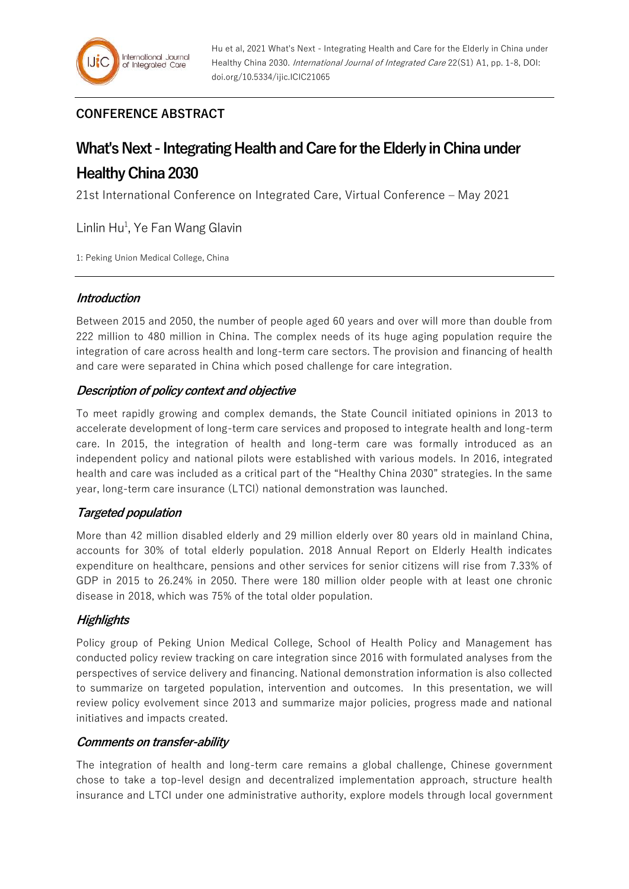**CONFERENCE ABSTRACT**

# What's Next - Integrating Health and Care for the Elderly in China under Healthy China 2030

21st International Conference on Integrated Care, Virtual Conference – May 2021

Linlin Hu[1], Ye Fan Wang Glavin

1: Peking Union Medical College, China

## *Introduction*

Between 2015 and 2050, the number of people aged 60 years and over will more than double from 222 million to 480 million in China. The complex needs of its huge aging population require the integration of care across health and long-term care sectors. The provision and financing of health and care were separated in China which posed challenge for care integration.

## *Description of policy context and objective*

To meet rapidly growing and complex demands, the State Council initiated opinions in 2013 to accelerate development of long-term care services and proposed to integrate health and long-term care. In 2015, the integration of health and long-term care was formally introduced as an independent policy and national pilots were established with various models. In 2016, integrated health and care was included as a critical part of the "Healthy China 2030" strategies. In the same year, long-term care insurance (LTCI) national demonstration was launched.

## *Targeted population*

More than 42 million disabled elderly and 29 million elderly over 80 years old in mainland China, accounts for 30% of total elderly population. 2018 Annual Report on Elderly Health indicates expenditure on healthcare, pensions and other services for senior citizens will rise from 7.33% of GDP in 2015 to 26.24% in 2050. There were 180 million older people with at least one chronic disease in 2018, which was 75% of the total older population.

## *Highlights*

Policy group of Peking Union Medical College, School of Health Policy and Management has conducted policy review tracking on care integration since 2016 with formulated analyses from the perspectives of service delivery and financing. National demonstration information is also collected to summarize on targeted population, intervention and outcomes. In this presentation, we will review policy evolvement since 2013 and summarize major policies, progress made and national initiatives and impacts created.

## *Comments on transfer-ability*

The integration of health and long-term care remains a global challenge, Chinese government chose to take a top-level design and decentralized implementation approach, structure health insurance and LTCI under one administrative authority, explore models through local government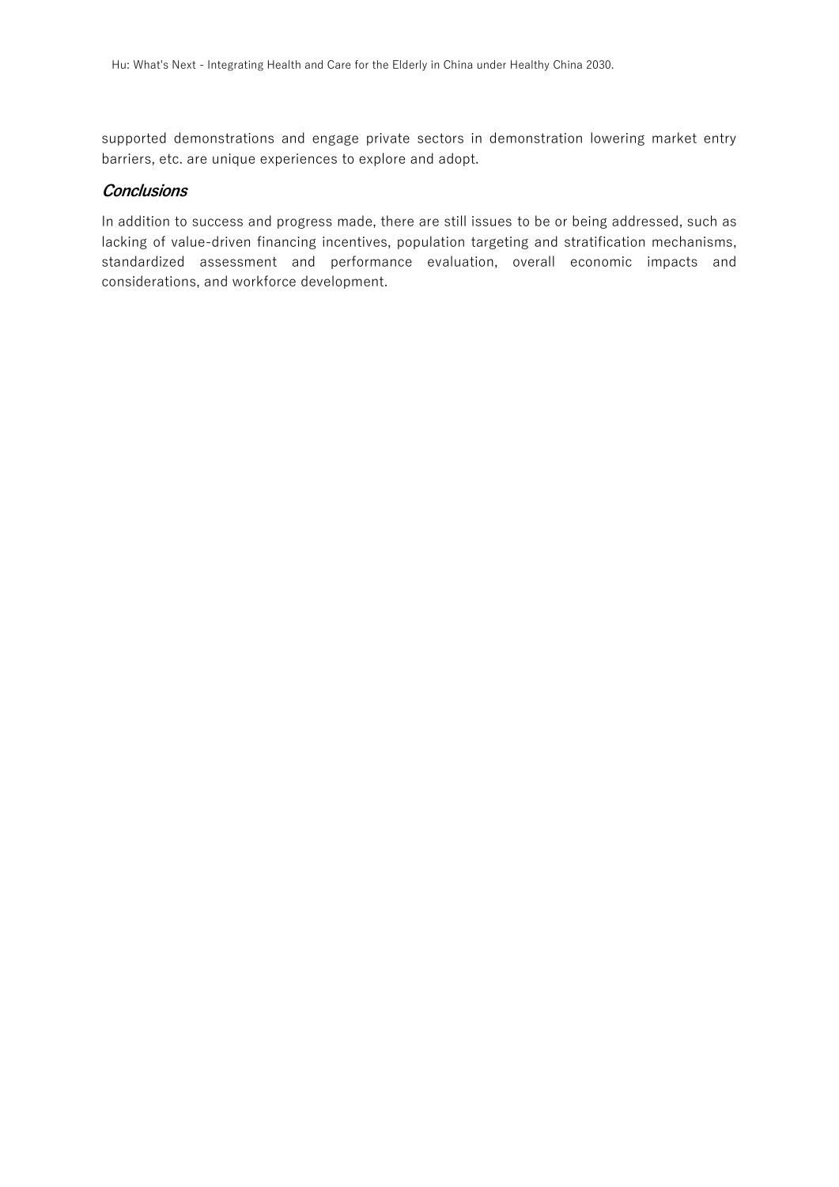supported demonstrations and engage private sectors in demonstration lowering market entry barriers, etc. are unique experiences to explore and adopt.

### *Conclusions*

In addition to success and progress made, there are still issues to be or being addressed, such as lacking of value-driven financing incentives, population targeting and stratification mechanisms, standardized assessment and performance evaluation, overall economic impacts and considerations, and workforce development.